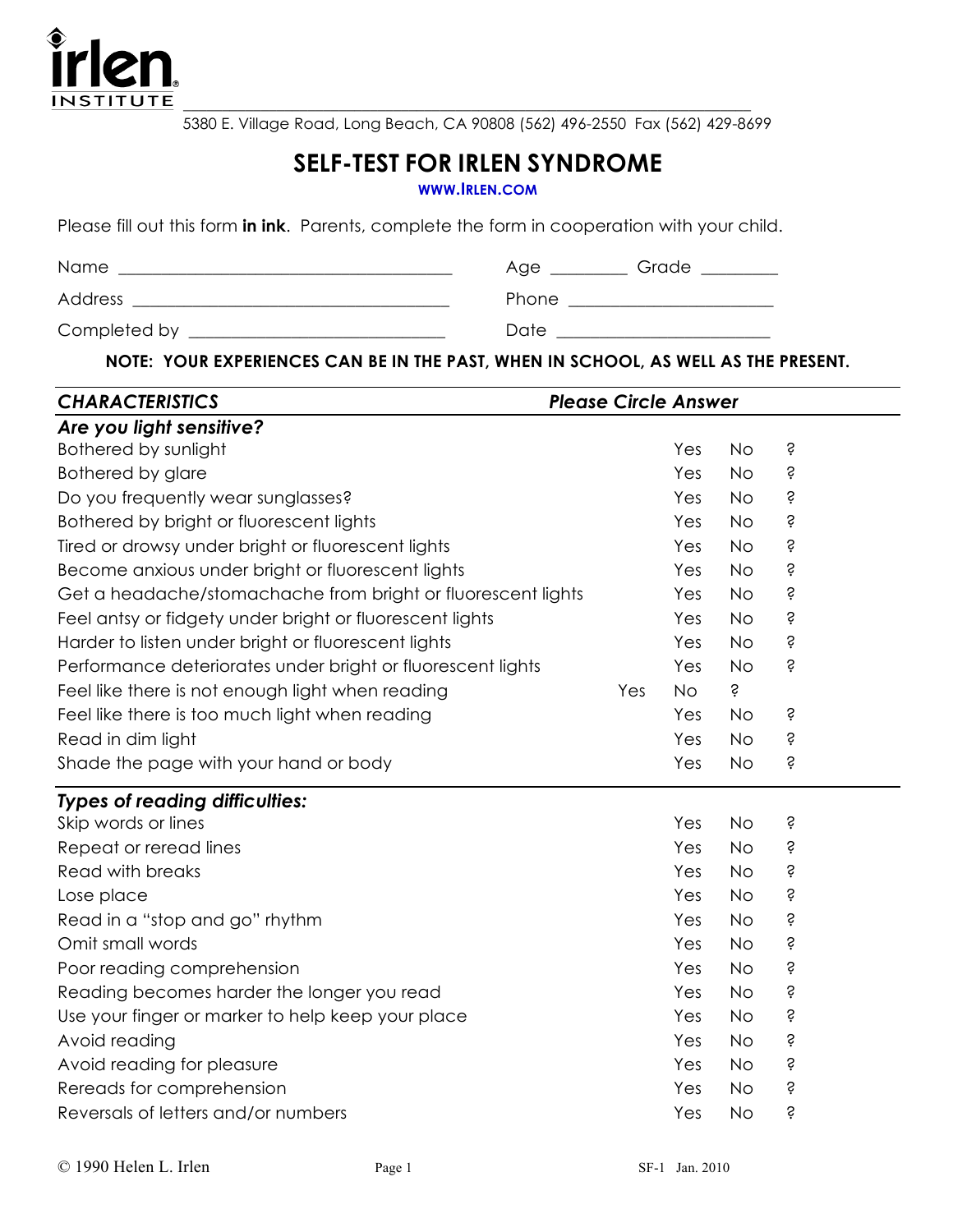irlen INSTITUTE

5380 E. Village Road, Long Beach, CA 90808 (562) 496-2550 Fax (562) 429-8699

# SELF-TEST FOR IRLEN SYNDROME

WWW.IRLEN.COM

Please fill out this form **in ink**. Parents, complete the form in cooperation with your child.

Name ___________________________________ Age ________ Grade ________

Address ________________________________ Phone _____________________

Completed by ___________________________ Date ______________________

**NOTE: YOUR EXPERIENCES CAN BE IN THE PAST, WHEN IN SCHOOL, AS WELL AS THE PRESENT.**

| ***CHARACTERISTICS*** | ***Please Circle Answer*** | | |
|---|---|---|---|
| ***Are you light sensitive?*** | | | |
| Bothered by sunlight | Yes | No | ? |
| Bothered by glare | Yes | No | ? |
| Do you frequently wear sunglasses? | Yes | No | ? |
| Bothered by bright or fluorescent lights | Yes | No | ? |
| Tired or drowsy under bright or fluorescent lights | Yes | No | ? |
| Become anxious under bright or fluorescent lights | Yes | No | ? |
| Get a headache/stomachache from bright or fluorescent lights | Yes | No | ? |
| Feel antsy or fidgety under bright or fluorescent lights | Yes | No | ? |
| Harder to listen under bright or fluorescent lights | Yes | No | ? |
| Performance deteriorates under bright or fluorescent lights | Yes | No | ? |
| Feel like there is not enough light when reading | Yes | No | ? |
| Feel like there is too much light when reading | Yes | No | ? |
| Read in dim light | Yes | No | ? |
| Shade the page with your hand or body | Yes | No | ? |
| ***Types of reading difficulties:*** | | | |
| Skip words or lines | Yes | No | ? |
| Repeat or reread lines | Yes | No | ? |
| Read with breaks | Yes | No | ? |
| Lose place | Yes | No | ? |
| Read in a "stop and go" rhythm | Yes | No | ? |
| Omit small words | Yes | No | ? |
| Poor reading comprehension | Yes | No | ? |
| Reading becomes harder the longer you read | Yes | No | ? |
| Use your finger or marker to help keep your place | Yes | No | ? |
| Avoid reading | Yes | No | ? |
| Avoid reading for pleasure | Yes | No | ? |
| Rereads for comprehension | Yes | No | ? |
| Reversals of letters and/or numbers | Yes | No | ? |

© 1990 Helen L. Irlen SF-1 Jan. 2010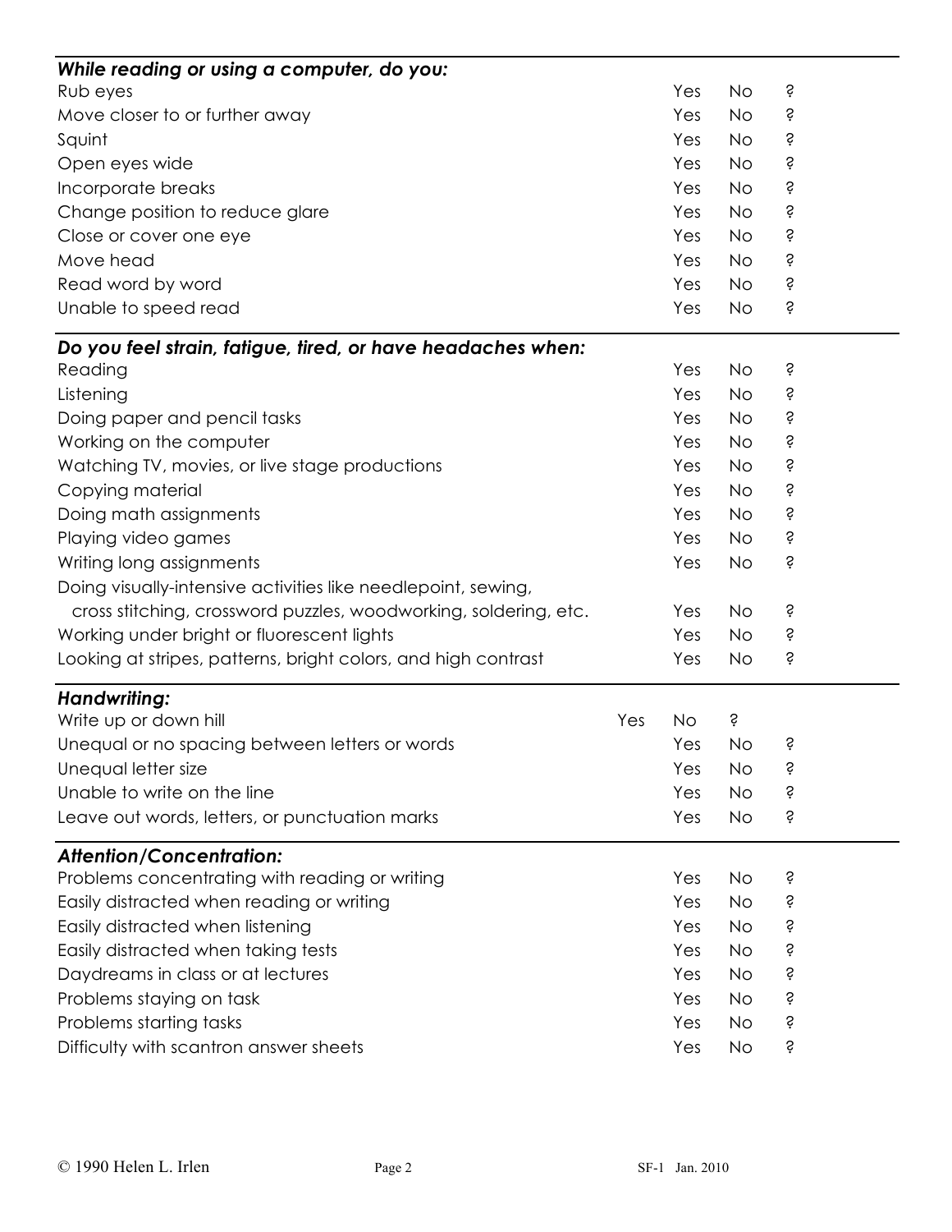| ***While reading or using a computer, do you:*** | | | |
|---|---|---|---|
| Rub eyes | Yes | No | ? |
| Move closer to or further away | Yes | No | ? |
| Squint | Yes | No | ? |
| Open eyes wide | Yes | No | ? |
| Incorporate breaks | Yes | No | ? |
| Change position to reduce glare | Yes | No | ? |
| Close or cover one eye | Yes | No | ? |
| Move head | Yes | No | ? |
| Read word by word | Yes | No | ? |
| Unable to speed read | Yes | No | ? |

| ***Do you feel strain, fatigue, tired, or have headaches when:*** | | | |
|---|---|---|---|
| Reading | Yes | No | ? |
| Listening | Yes | No | ? |
| Doing paper and pencil tasks | Yes | No | ? |
| Working on the computer | Yes | No | ? |
| Watching TV, movies, or live stage productions | Yes | No | ? |
| Copying material | Yes | No | ? |
| Doing math assignments | Yes | No | ? |
| Playing video games | Yes | No | ? |
| Writing long assignments | Yes | No | ? |
| Doing visually-intensive activities like needlepoint, sewing, cross stitching, crossword puzzles, woodworking, soldering, etc. | Yes | No | ? |
| Working under bright or fluorescent lights | Yes | No | ? |
| Looking at stripes, patterns, bright colors, and high contrast | Yes | No | ? |

| ***Handwriting:*** | | | |
|---|---|---|---|
| Write up or down hill | Yes | No | ? |
| Unequal or no spacing between letters or words | Yes | No | ? |
| Unequal letter size | Yes | No | ? |
| Unable to write on the line | Yes | No | ? |
| Leave out words, letters, or punctuation marks | Yes | No | ? |

| ***Attention/Concentration:*** | | | |
|---|---|---|---|
| Problems concentrating with reading or writing | Yes | No | ? |
| Easily distracted when reading or writing | Yes | No | ? |
| Easily distracted when listening | Yes | No | ? |
| Easily distracted when taking tests | Yes | No | ? |
| Daydreams in class or at lectures | Yes | No | ? |
| Problems staying on task | Yes | No | ? |
| Problems starting tasks | Yes | No | ? |
| Difficulty with scantron answer sheets | Yes | No | ? |

© 1990 Helen L. Irlen SF-1 Jan. 2010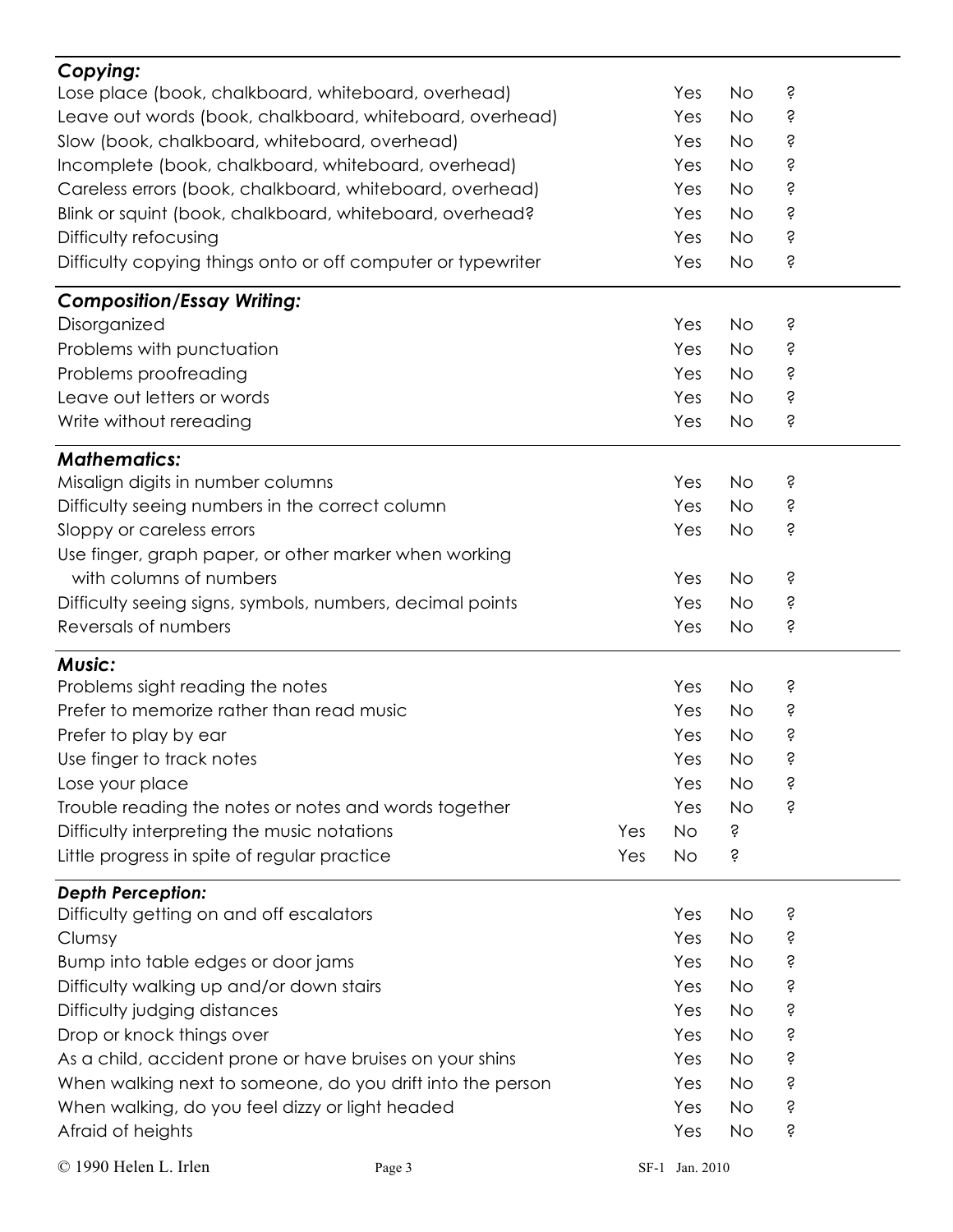| ***Copying:*** | | | |
|---|---|---|---|
| Lose place (book, chalkboard, whiteboard, overhead) | Yes | No | ? |
| Leave out words (book, chalkboard, whiteboard, overhead) | Yes | No | ? |
| Slow (book, chalkboard, whiteboard, overhead) | Yes | No | ? |
| Incomplete (book, chalkboard, whiteboard, overhead) | Yes | No | ? |
| Careless errors (book, chalkboard, whiteboard, overhead) | Yes | No | ? |
| Blink or squint (book, chalkboard, whiteboard, overhead? | Yes | No | ? |
| Difficulty refocusing | Yes | No | ? |
| Difficulty copying things onto or off computer or typewriter | Yes | No | ? |

| ***Composition/Essay Writing:*** | | | |
|---|---|---|---|
| Disorganized | Yes | No | ? |
| Problems with punctuation | Yes | No | ? |
| Problems proofreading | Yes | No | ? |
| Leave out letters or words | Yes | No | ? |
| Write without rereading | Yes | No | ? |

| ***Mathematics:*** | | | |
|---|---|---|---|
| Misalign digits in number columns | Yes | No | ? |
| Difficulty seeing numbers in the correct column | Yes | No | ? |
| Sloppy or careless errors | Yes | No | ? |
| Use finger, graph paper, or other marker when working with columns of numbers | Yes | No | ? |
| Difficulty seeing signs, symbols, numbers, decimal points | Yes | No | ? |
| Reversals of numbers | Yes | No | ? |

| ***Music:*** | | | |
|---|---|---|---|
| Problems sight reading the notes | Yes | No | ? |
| Prefer to memorize rather than read music | Yes | No | ? |
| Prefer to play by ear | Yes | No | ? |
| Use finger to track notes | Yes | No | ? |
| Lose your place | Yes | No | ? |
| Trouble reading the notes or notes and words together | Yes | No | ? |
| Difficulty interpreting the music notations | Yes | No | ? |
| Little progress in spite of regular practice | Yes | No | ? |

| ***Depth Perception:*** | | | |
|---|---|---|---|
| Difficulty getting on and off escalators | Yes | No | ? |
| Clumsy | Yes | No | ? |
| Bump into table edges or door jams | Yes | No | ? |
| Difficulty walking up and/or down stairs | Yes | No | ? |
| Difficulty judging distances | Yes | No | ? |
| Drop or knock things over | Yes | No | ? |
| As a child, accident prone or have bruises on your shins | Yes | No | ? |
| When walking next to someone, do you drift into the person | Yes | No | ? |
| When walking, do you feel dizzy or light headed | Yes | No | ? |
| Afraid of heights | Yes | No | ? |

© 1990 Helen L. Irlen SF-1 Jan. 2010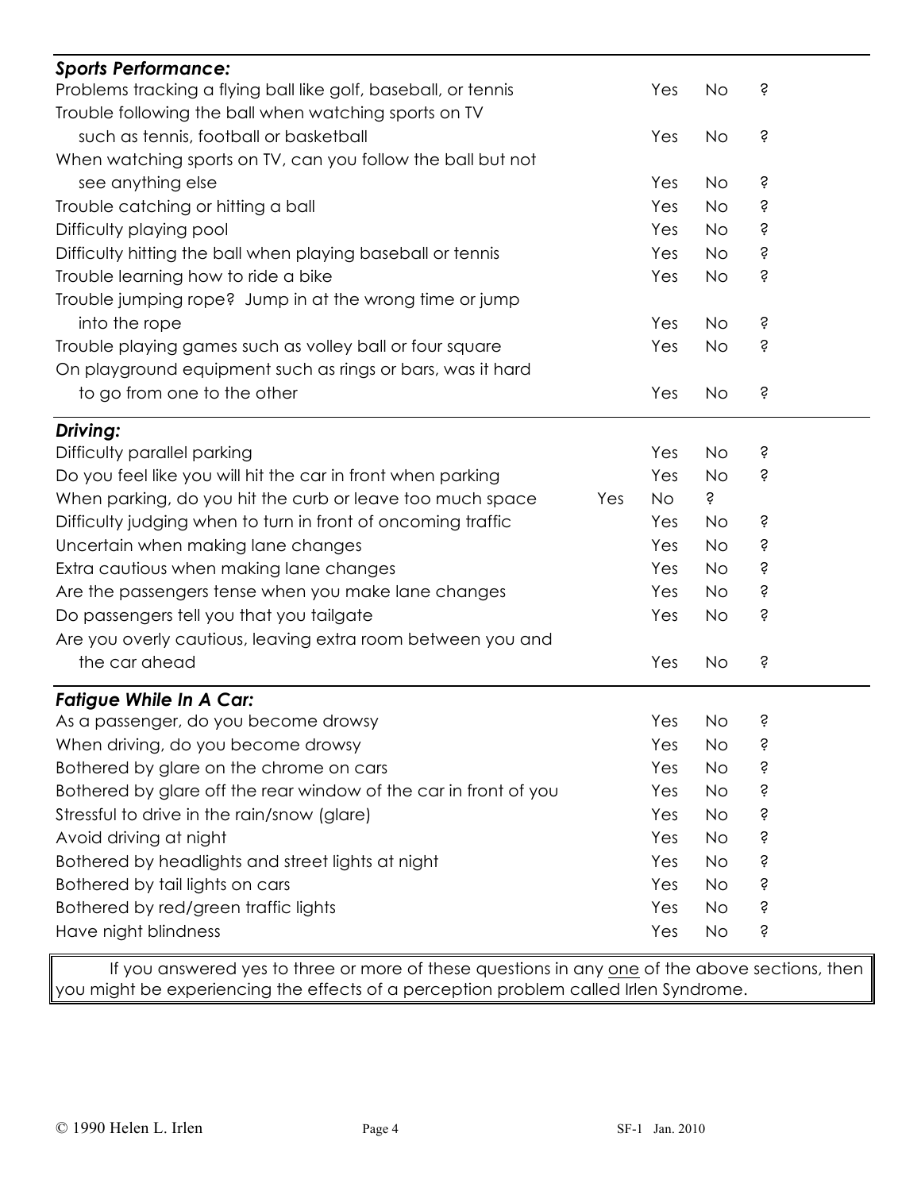| ***Sports Performance:*** | | | |
|---|---|---|---|
| Problems tracking a flying ball like golf, baseball, or tennis | Yes | No | ? |
| Trouble following the ball when watching sports on TV such as tennis, football or basketball | Yes | No | ? |
| When watching sports on TV, can you follow the ball but not see anything else | Yes | No | ? |
| Trouble catching or hitting a ball | Yes | No | ? |
| Difficulty playing pool | Yes | No | ? |
| Difficulty hitting the ball when playing baseball or tennis | Yes | No | ? |
| Trouble learning how to ride a bike | Yes | No | ? |
| Trouble jumping rope? Jump in at the wrong time or jump into the rope | Yes | No | ? |
| Trouble playing games such as volley ball or four square | Yes | No | ? |
| On playground equipment such as rings or bars, was it hard to go from one to the other | Yes | No | ? |

| ***Driving:*** | | | |
|---|---|---|---|
| Difficulty parallel parking | Yes | No | ? |
| Do you feel like you will hit the car in front when parking | Yes | No | ? |
| When parking, do you hit the curb or leave too much space | Yes | No | ? |
| Difficulty judging when to turn in front of oncoming traffic | Yes | No | ? |
| Uncertain when making lane changes | Yes | No | ? |
| Extra cautious when making lane changes | Yes | No | ? |
| Are the passengers tense when you make lane changes | Yes | No | ? |
| Do passengers tell you that you tailgate | Yes | No | ? |
| Are you overly cautious, leaving extra room between you and the car ahead | Yes | No | ? |

| ***Fatigue While In A Car:*** | | | |
|---|---|---|---|
| As a passenger, do you become drowsy | Yes | No | ? |
| When driving, do you become drowsy | Yes | No | ? |
| Bothered by glare on the chrome on cars | Yes | No | ? |
| Bothered by glare off the rear window of the car in front of you | Yes | No | ? |
| Stressful to drive in the rain/snow (glare) | Yes | No | ? |
| Avoid driving at night | Yes | No | ? |
| Bothered by headlights and street lights at night | Yes | No | ? |
| Bothered by tail lights on cars | Yes | No | ? |
| Bothered by red/green traffic lights | Yes | No | ? |
| Have night blindness | Yes | No | ? |

If you answered yes to three or more of these questions in any one of the above sections, then you might be experiencing the effects of a perception problem called Irlen Syndrome.

© 1990 Helen L. Irlen

SF-1 Jan. 2010